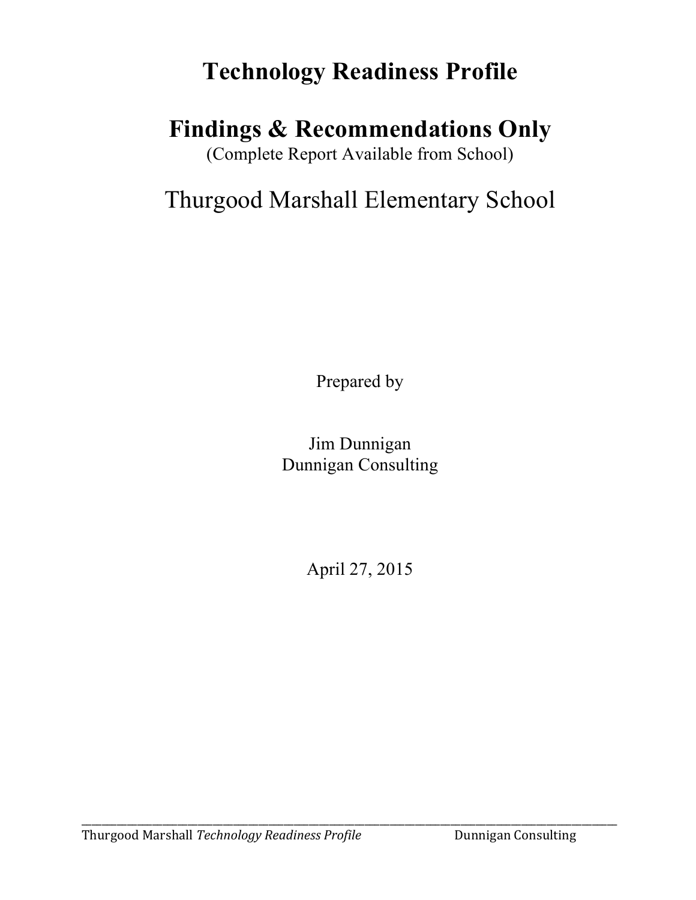# Technology Readiness Profile

# Findings & Recommendations Only

(Complete Report Available from School)

## Thurgood Marshall Elementary School

Prepared by

Jim Dunnigan
Dunnigan Consulting

April 27, 2015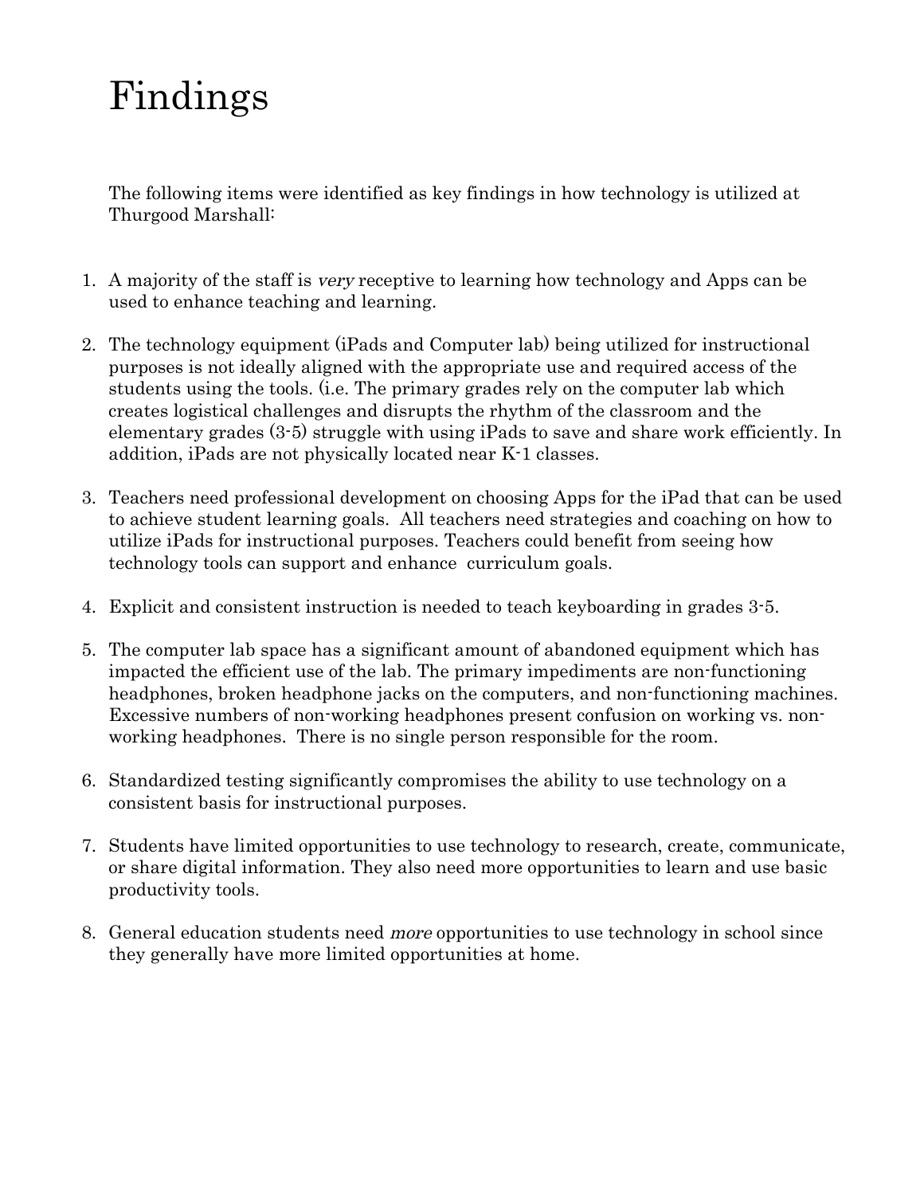# Findings

The following items were identified as key findings in how technology is utilized at Thurgood Marshall:

1. A majority of the staff is *very* receptive to learning how technology and Apps can be used to enhance teaching and learning.

2. The technology equipment (iPads and Computer lab) being utilized for instructional purposes is not ideally aligned with the appropriate use and required access of the students using the tools. (i.e. The primary grades rely on the computer lab which creates logistical challenges and disrupts the rhythm of the classroom and the elementary grades (3-5) struggle with using iPads to save and share work efficiently. In addition, iPads are not physically located near K-1 classes.

3. Teachers need professional development on choosing Apps for the iPad that can be used to achieve student learning goals. All teachers need strategies and coaching on how to utilize iPads for instructional purposes. Teachers could benefit from seeing how technology tools can support and enhance curriculum goals.

4. Explicit and consistent instruction is needed to teach keyboarding in grades 3-5.

5. The computer lab space has a significant amount of abandoned equipment which has impacted the efficient use of the lab. The primary impediments are non-functioning headphones, broken headphone jacks on the computers, and non-functioning machines. Excessive numbers of non-working headphones present confusion on working vs. non-working headphones. There is no single person responsible for the room.

6. Standardized testing significantly compromises the ability to use technology on a consistent basis for instructional purposes.

7. Students have limited opportunities to use technology to research, create, communicate, or share digital information. They also need more opportunities to learn and use basic productivity tools.

8. General education students need *more* opportunities to use technology in school since they generally have more limited opportunities at home.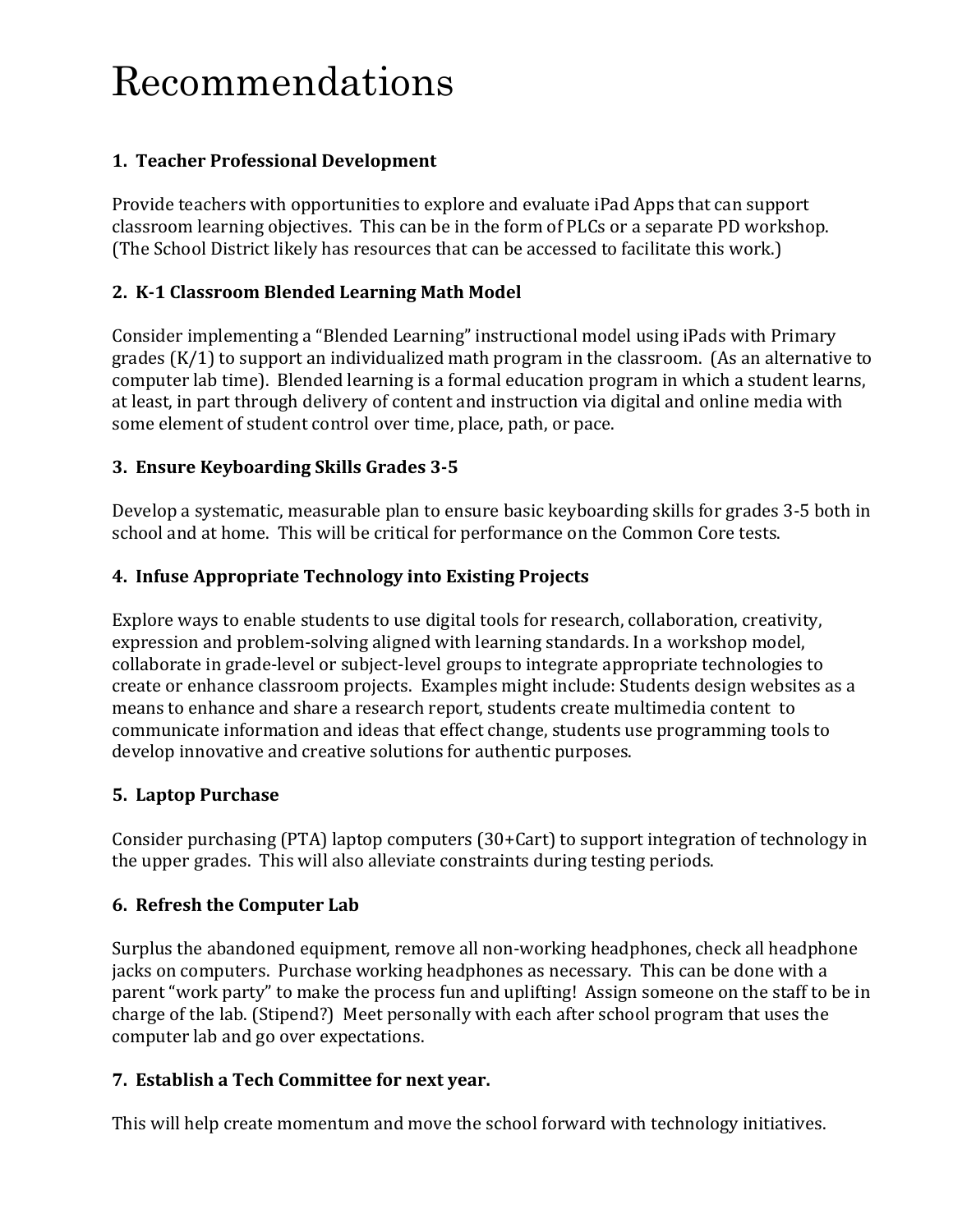# Recommendations

### 1. Teacher Professional Development

Provide teachers with opportunities to explore and evaluate iPad Apps that can support classroom learning objectives. This can be in the form of PLCs or a separate PD workshop. (The School District likely has resources that can be accessed to facilitate this work.)

### 2. K-1 Classroom Blended Learning Math Model

Consider implementing a "Blended Learning" instructional model using iPads with Primary grades (K/1) to support an individualized math program in the classroom. (As an alternative to computer lab time). Blended learning is a formal education program in which a student learns, at least, in part through delivery of content and instruction via digital and online media with some element of student control over time, place, path, or pace.

### 3. Ensure Keyboarding Skills Grades 3-5

Develop a systematic, measurable plan to ensure basic keyboarding skills for grades 3-5 both in school and at home. This will be critical for performance on the Common Core tests.

### 4. Infuse Appropriate Technology into Existing Projects

Explore ways to enable students to use digital tools for research, collaboration, creativity, expression and problem-solving aligned with learning standards. In a workshop model, collaborate in grade-level or subject-level groups to integrate appropriate technologies to create or enhance classroom projects. Examples might include: Students design websites as a means to enhance and share a research report, students create multimedia content to communicate information and ideas that effect change, students use programming tools to develop innovative and creative solutions for authentic purposes.

### 5. Laptop Purchase

Consider purchasing (PTA) laptop computers (30+Cart) to support integration of technology in the upper grades. This will also alleviate constraints during testing periods.

### 6. Refresh the Computer Lab

Surplus the abandoned equipment, remove all non-working headphones, check all headphone jacks on computers. Purchase working headphones as necessary. This can be done with a parent "work party" to make the process fun and uplifting! Assign someone on the staff to be in charge of the lab. (Stipend?) Meet personally with each after school program that uses the computer lab and go over expectations.

### 7. Establish a Tech Committee for next year.

This will help create momentum and move the school forward with technology initiatives.